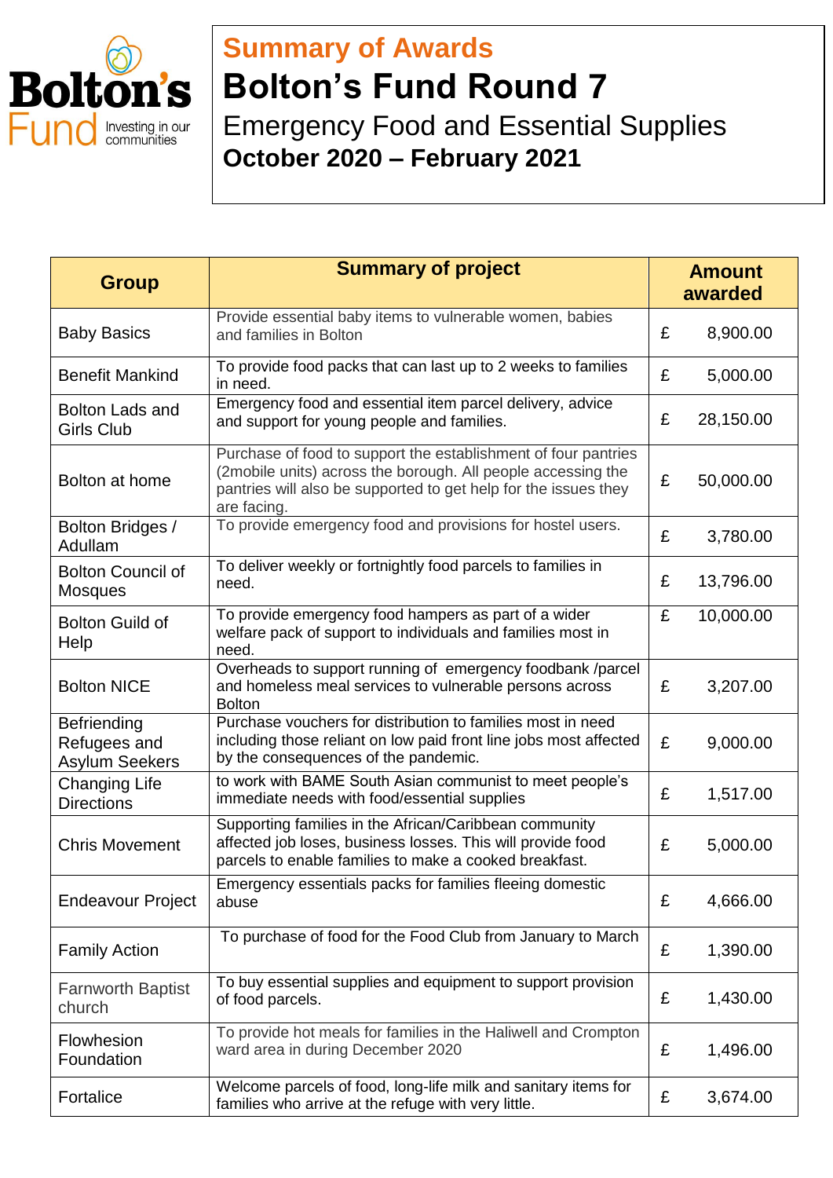Bolton's Fund
Investing in our communities

# Summary of Awards

# Bolton's Fund Round 7

## Emergency Food and Essential Supplies

## October 2020 – February 2021

| Group | Summary of project | Amount awarded |
|---|---|---|
| Baby Basics | Provide essential baby items to vulnerable women, babies and families in Bolton | £ 8,900.00 |
| Benefit Mankind | To provide food packs that can last up to 2 weeks to families in need. | £ 5,000.00 |
| Bolton Lads and Girls Club | Emergency food and essential item parcel delivery, advice and support for young people and families. | £ 28,150.00 |
| Bolton at home | Purchase of food to support the establishment of four pantries (2mobile units) across the borough. All people accessing the pantries will also be supported to get help for the issues they are facing. | £ 50,000.00 |
| Bolton Bridges / Adullam | To provide emergency food and provisions for hostel users. | £ 3,780.00 |
| Bolton Council of Mosques | To deliver weekly or fortnightly food parcels to families in need. | £ 13,796.00 |
| Bolton Guild of Help | To provide emergency food hampers as part of a wider welfare pack of support to individuals and families most in need. | £ 10,000.00 |
| Bolton NICE | Overheads to support running of emergency foodbank /parcel and homeless meal services to vulnerable persons across Bolton | £ 3,207.00 |
| Befriending Refugees and Asylum Seekers | Purchase vouchers for distribution to families most in need including those reliant on low paid front line jobs most affected by the consequences of the pandemic. | £ 9,000.00 |
| Changing Life Directions | to work with BAME South Asian communist to meet people's immediate needs with food/essential supplies | £ 1,517.00 |
| Chris Movement | Supporting families in the African/Caribbean community affected job loses, business losses. This will provide food parcels to enable families to make a cooked breakfast. | £ 5,000.00 |
| Endeavour Project | Emergency essentials packs for families fleeing domestic abuse | £ 4,666.00 |
| Family Action | To purchase of food for the Food Club from January to March | £ 1,390.00 |
| Farnworth Baptist church | To buy essential supplies and equipment to support provision of food parcels. | £ 1,430.00 |
| Flowhesion Foundation | To provide hot meals for families in the Haliwell and Crompton ward area in during December 2020 | £ 1,496.00 |
| Fortalice | Welcome parcels of food, long-life milk and sanitary items for families who arrive at the refuge with very little. | £ 3,674.00 |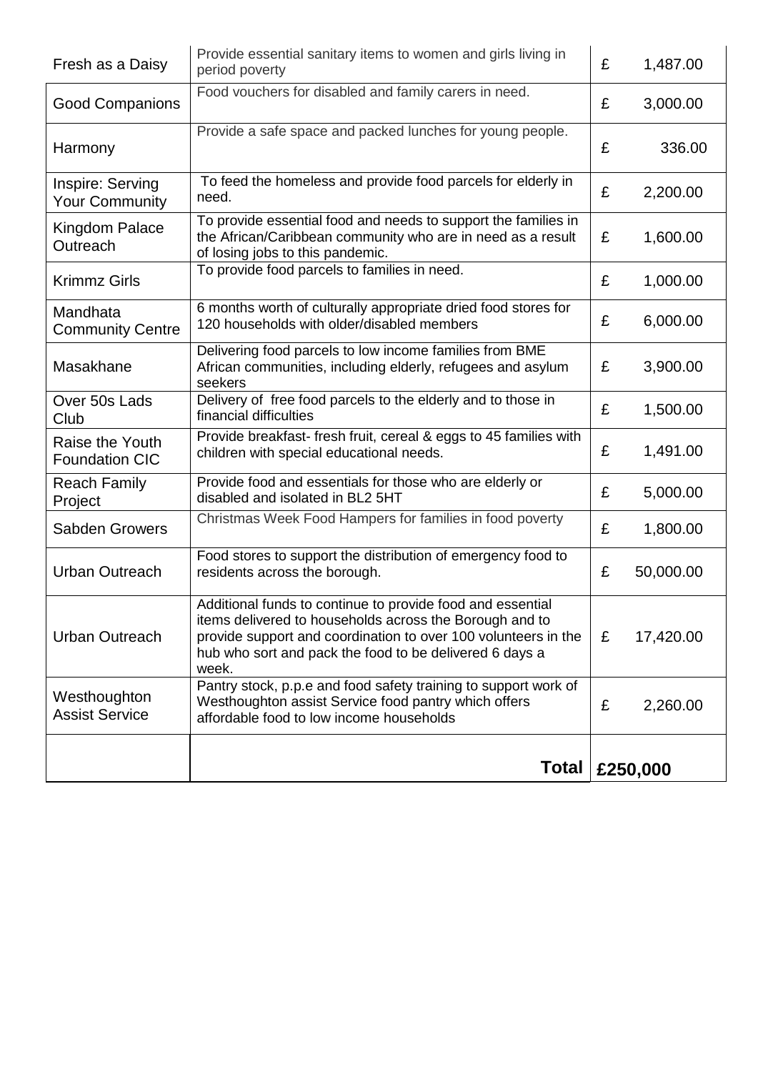| | | |
|---|---|---|
| Fresh as a Daisy | Provide essential sanitary items to women and girls living in period poverty | £ 1,487.00 |
| Good Companions | Food vouchers for disabled and family carers in need. | £ 3,000.00 |
| Harmony | Provide a safe space and packed lunches for young people. | £ 336.00 |
| Inspire: Serving Your Community | To feed the homeless and provide food parcels for elderly in need. | £ 2,200.00 |
| Kingdom Palace Outreach | To provide essential food and needs to support the families in the African/Caribbean community who are in need as a result of losing jobs to this pandemic. | £ 1,600.00 |
| Krimmz Girls | To provide food parcels to families in need. | £ 1,000.00 |
| Mandhata Community Centre | 6 months worth of culturally appropriate dried food stores for 120 households with older/disabled members | £ 6,000.00 |
| Masakhane | Delivering food parcels to low income families from BME African communities, including elderly, refugees and asylum seekers | £ 3,900.00 |
| Over 50s Lads Club | Delivery of free food parcels to the elderly and to those in financial difficulties | £ 1,500.00 |
| Raise the Youth Foundation CIC | Provide breakfast- fresh fruit, cereal & eggs to 45 families with children with special educational needs. | £ 1,491.00 |
| Reach Family Project | Provide food and essentials for those who are elderly or disabled and isolated in BL2 5HT | £ 5,000.00 |
| Sabden Growers | Christmas Week Food Hampers for families in food poverty | £ 1,800.00 |
| Urban Outreach | Food stores to support the distribution of emergency food to residents across the borough. | £ 50,000.00 |
| Urban Outreach | Additional funds to continue to provide food and essential items delivered to households across the Borough and to provide support and coordination to over 100 volunteers in the hub who sort and pack the food to be delivered 6 days a week. | £ 17,420.00 |
| Westhoughton Assist Service | Pantry stock, p.p.e and food safety training to support work of Westhoughton assist Service food pantry which offers affordable food to low income households | £ 2,260.00 |
| | **Total** | **£250,000** |